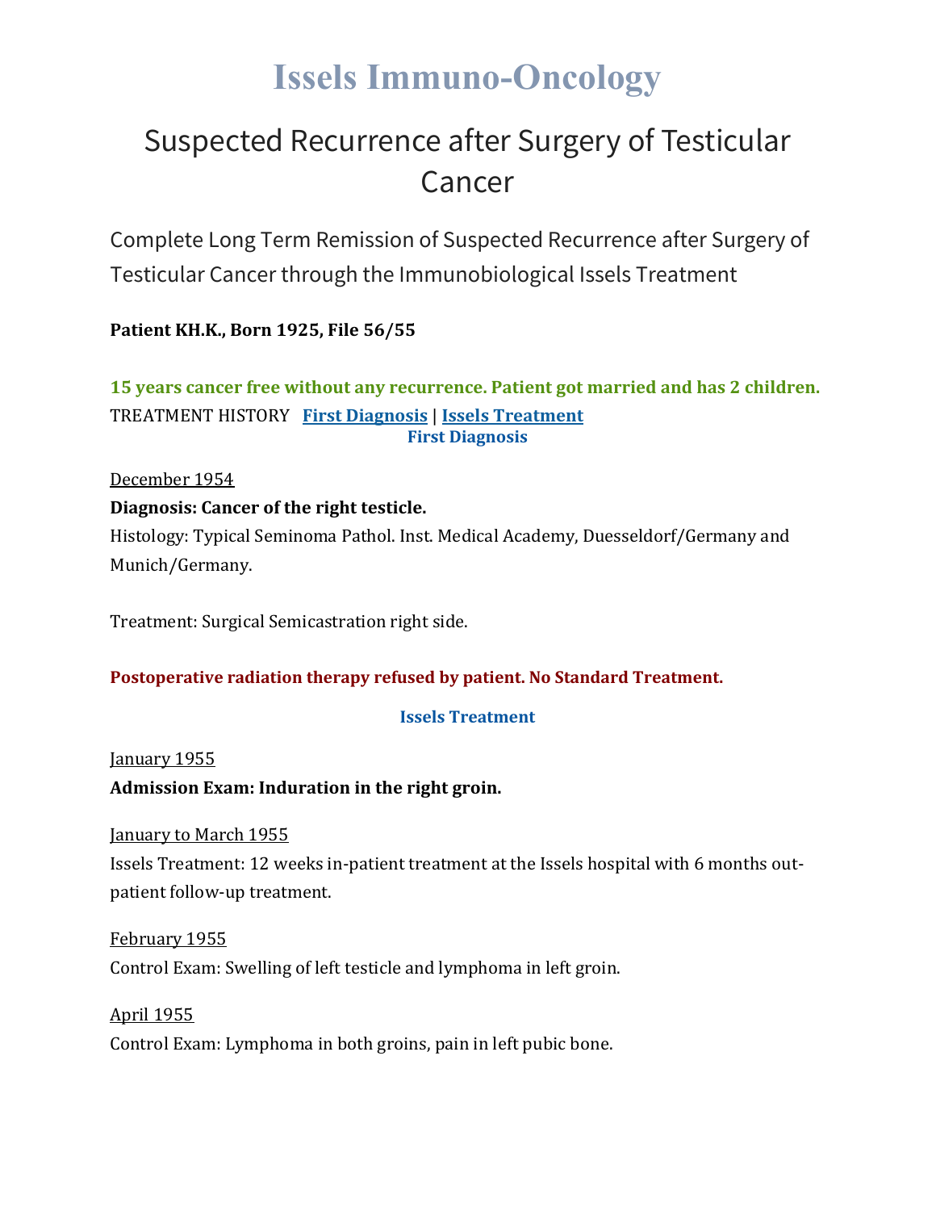# Issels Immuno-Oncology

## Suspected Recurrence after Surgery of Testicular Cancer

Complete Long Term Remission of Suspected Recurrence after Surgery of Testicular Cancer through the Immunobiological Issels Treatment

**Patient KH.K., Born 1925, File 56/55**

**15 years cancer free without any recurrence. Patient got married and has 2 children.**

TREATMENT HISTORY   **First Diagnosis** | **Issels Treatment**

### First Diagnosis

December 1954

**Diagnosis: Cancer of the right testicle.**

Histology: Typical Seminoma Pathol. Inst. Medical Academy, Duesseldorf/Germany and Munich/Germany.

Treatment: Surgical Semicastration right side.

**Postoperative radiation therapy refused by patient. No Standard Treatment.**

### Issels Treatment

January 1955

**Admission Exam: Induration in the right groin.**

January to March 1955

Issels Treatment: 12 weeks in-patient treatment at the Issels hospital with 6 months out-patient follow-up treatment.

February 1955

Control Exam: Swelling of left testicle and lymphoma in left groin.

April 1955

Control Exam: Lymphoma in both groins, pain in left pubic bone.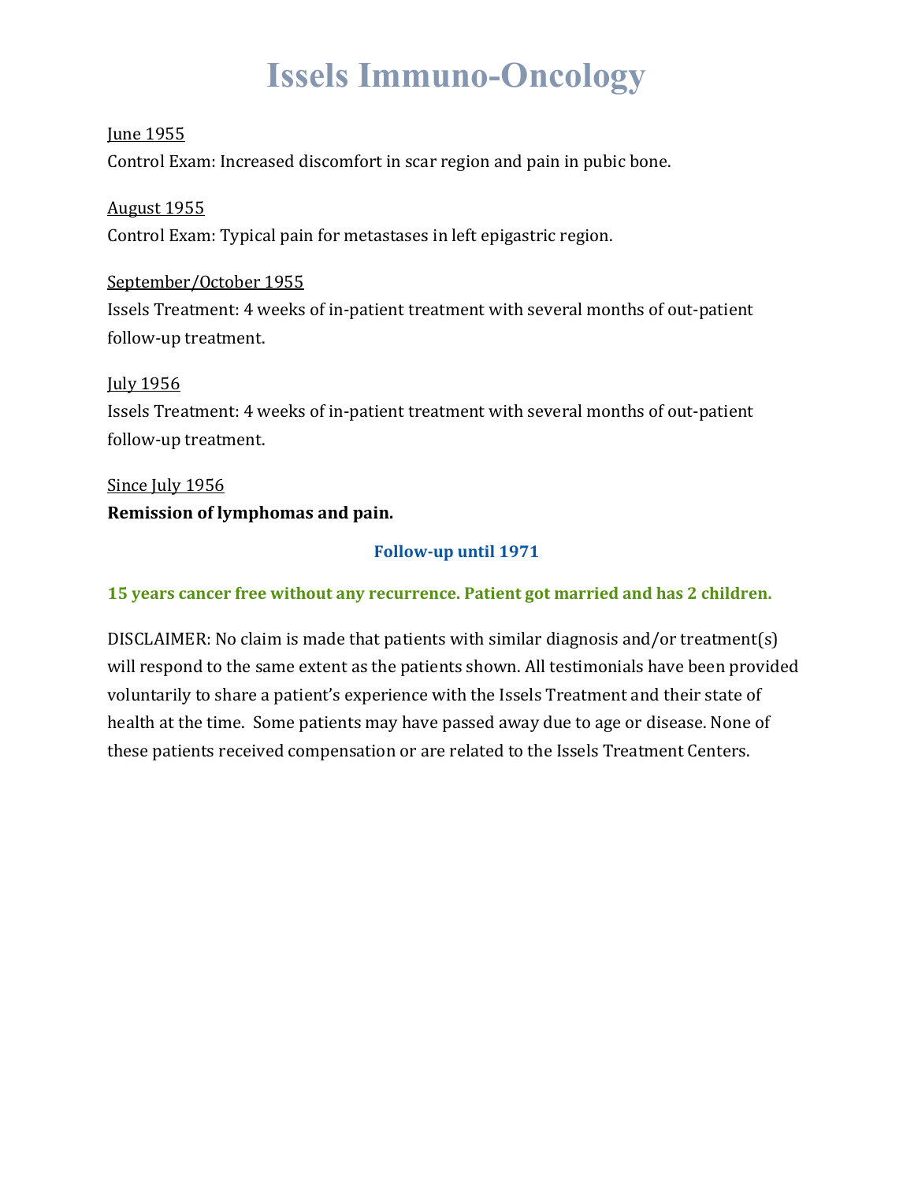# Issels Immuno-Oncology

June 1955

Control Exam: Increased discomfort in scar region and pain in pubic bone.

August 1955

Control Exam: Typical pain for metastases in left epigastric region.

September/October 1955

Issels Treatment: 4 weeks of in-patient treatment with several months of out-patient follow-up treatment.

July 1956

Issels Treatment: 4 weeks of in-patient treatment with several months of out-patient follow-up treatment.

Since July 1956

**Remission of lymphomas and pain.**

**Follow-up until 1971**

**15 years cancer free without any recurrence. Patient got married and has 2 children.**

DISCLAIMER: No claim is made that patients with similar diagnosis and/or treatment(s) will respond to the same extent as the patients shown. All testimonials have been provided voluntarily to share a patient's experience with the Issels Treatment and their state of health at the time. Some patients may have passed away due to age or disease. None of these patients received compensation or are related to the Issels Treatment Centers.